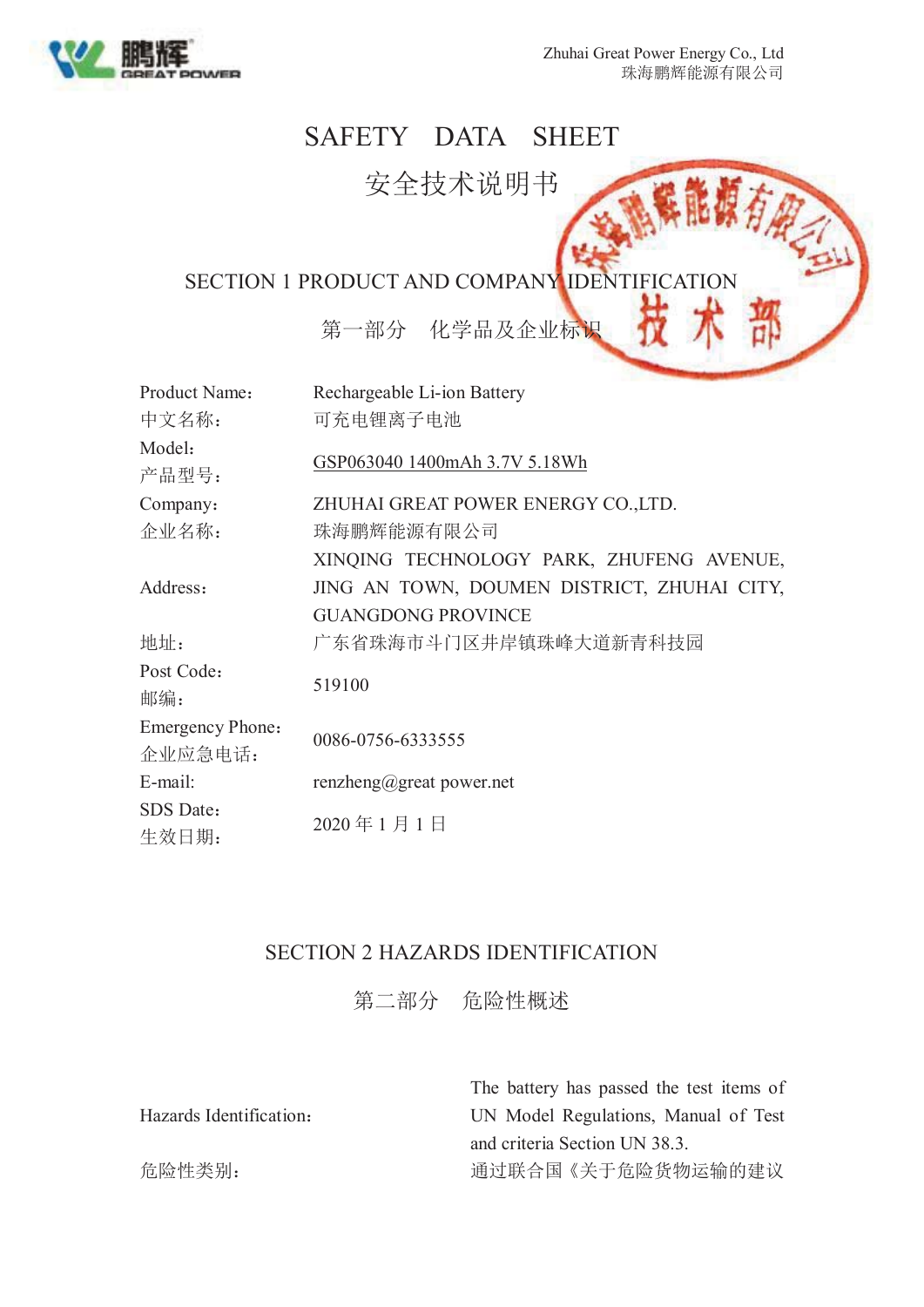Zhuhai Great Power Energy Co., Ltd
珠海鹏辉能源有限公司

# SAFETY DATA SHEET

# 安全技术说明书

## SECTION 1 PRODUCT AND COMPANY IDENTIFICATION

## 第一部分 化学品及企业标识

| | |
|---|---|
| Product Name：<br>中文名称： | Rechargeable Li-ion Battery<br>可充电锂离子电池 |
| Model：<br>产品型号： | GSP063040 1400mAh 3.7V 5.18Wh |
| Company：<br>企业名称： | ZHUHAI GREAT POWER ENERGY CO.,LTD.<br>珠海鹏辉能源有限公司 |
| Address：<br>地址： | XINQING TECHNOLOGY PARK, ZHUFENG AVENUE, JING AN TOWN, DOUMEN DISTRICT, ZHUHAI CITY, GUANGDONG PROVINCE<br>广东省珠海市斗门区井岸镇珠峰大道新青科技园 |
| Post Code：<br>邮编： | 519100 |
| Emergency Phone：<br>企业应急电话： | 0086-0756-6333555 |
| E-mail: | renzheng@great power.net |
| SDS Date：<br>生效日期： | 2020 年 1 月 1 日 |

## SECTION 2 HAZARDS IDENTIFICATION

## 第二部分 危险性概述

| | |
|---|---|
| Hazards Identification：<br>危险性类别： | The battery has passed the test items of UN Model Regulations, Manual of Test and criteria Section UN 38.3.<br>通过联合国《关于危险货物运输的建议 |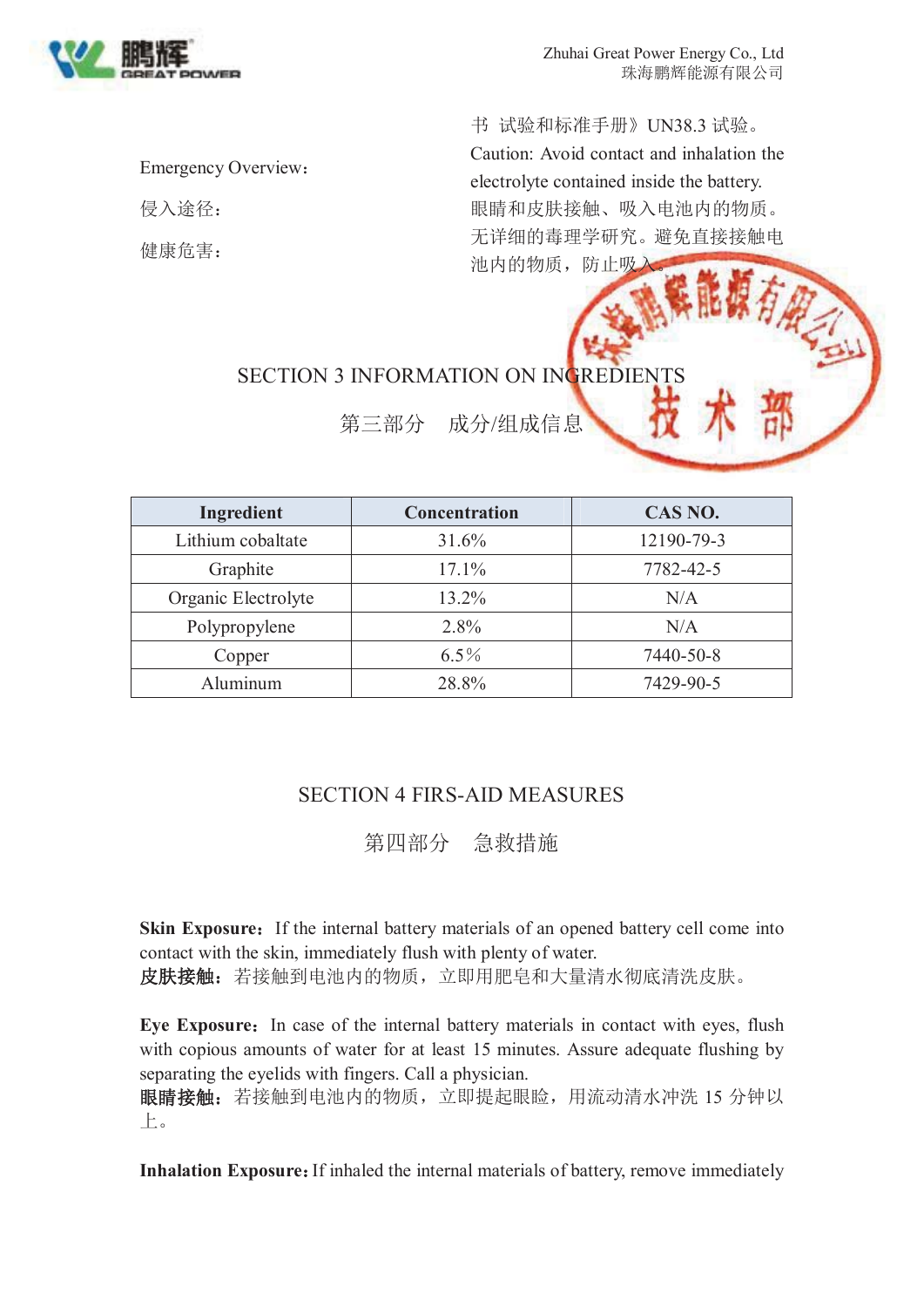| | |
|---|---|
| | 书 试验和标准手册》UN38.3 试验。 |
| Emergency Overview: | Caution: Avoid contact and inhalation the electrolyte contained inside the battery. |
| 侵入途径: | 眼睛和皮肤接触、吸入电池内的物质。 |
| 健康危害: | 无详细的毒理学研究。避免直接接触电池内的物质，防止吸入。 |

## SECTION 3 INFORMATION ON INGREDIENTS

## 第三部分　成分/组成信息

| Ingredient | Concentration | CAS NO. |
|---|---|---|
| Lithium cobaltate | 31.6% | 12190-79-3 |
| Graphite | 17.1% | 7782-42-5 |
| Organic Electrolyte | 13.2% | N/A |
| Polypropylene | 2.8% | N/A |
| Copper | 6.5% | 7440-50-8 |
| Aluminum | 28.8% | 7429-90-5 |

## SECTION 4 FIRS-AID MEASURES

## 第四部分　急救措施

**Skin Exposure:** If the internal battery materials of an opened battery cell come into contact with the skin, immediately flush with plenty of water.
**皮肤接触:** 若接触到电池内的物质，立即用肥皂和大量清水彻底清洗皮肤。

**Eye Exposure:** In case of the internal battery materials in contact with eyes, flush with copious amounts of water for at least 15 minutes. Assure adequate flushing by separating the eyelids with fingers. Call a physician.
**眼睛接触:** 若接触到电池内的物质，立即提起眼睑，用流动清水冲洗 15 分钟以上。

**Inhalation Exposure:** If inhaled the internal materials of battery, remove immediately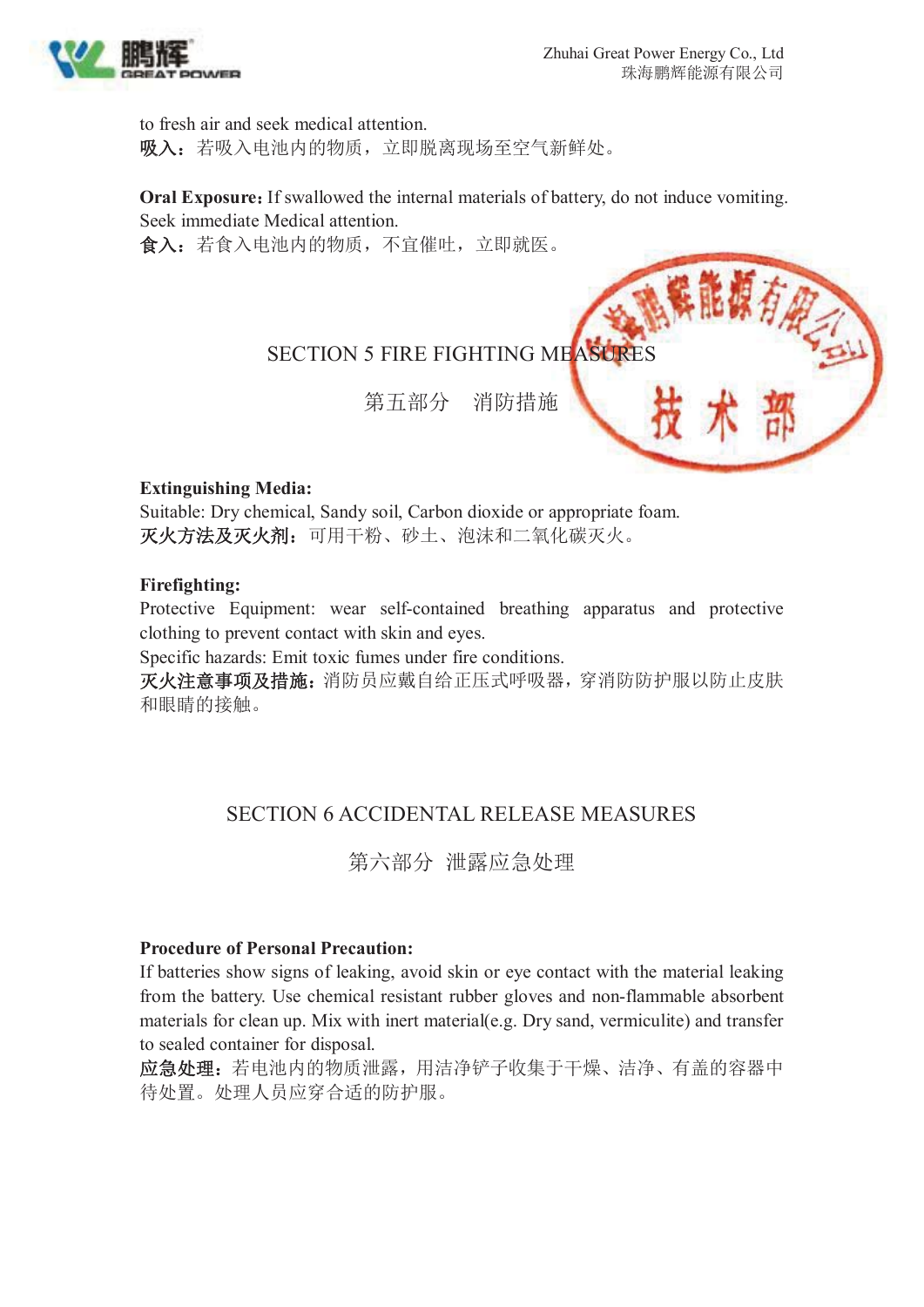to fresh air and seek medical attention.
**吸入：**若吸入电池内的物质，立即脱离现场至空气新鲜处。

**Oral Exposure:** If swallowed the internal materials of battery, do not induce vomiting. Seek immediate Medical attention.
**食入：**若食入电池内的物质，不宜催吐，立即就医。

## SECTION 5 FIRE FIGHTING MEASURES

## 第五部分　消防措施

**Extinguishing Media:**
Suitable: Dry chemical, Sandy soil, Carbon dioxide or appropriate foam.
**灭火方法及灭火剂：**可用干粉、砂土、泡沫和二氧化碳灭火。

**Firefighting:**
Protective Equipment: wear self-contained breathing apparatus and protective clothing to prevent contact with skin and eyes.
Specific hazards: Emit toxic fumes under fire conditions.
**灭火注意事项及措施：**消防员应戴自给正压式呼吸器，穿消防防护服以防止皮肤和眼睛的接触。

## SECTION 6 ACCIDENTAL RELEASE MEASURES

## 第六部分　泄露应急处理

**Procedure of Personal Precaution:**
If batteries show signs of leaking, avoid skin or eye contact with the material leaking from the battery. Use chemical resistant rubber gloves and non-flammable absorbent materials for clean up. Mix with inert material(e.g. Dry sand, vermiculite) and transfer to sealed container for disposal.
**应急处理：**若电池内的物质泄露，用洁净铲子收集于干燥、洁净、有盖的容器中待处置。处理人员应穿合适的防护服。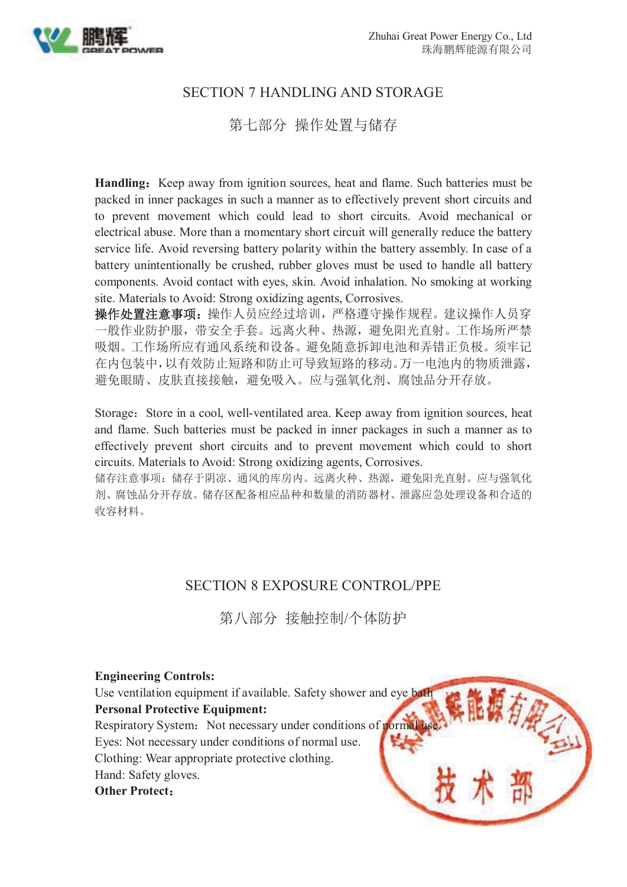## SECTION 7 HANDLING AND STORAGE

## 第七部分 操作处置与储存

**Handling：** Keep away from ignition sources, heat and flame. Such batteries must be packed in inner packages in such a manner as to effectively prevent short circuits and to prevent movement which could lead to short circuits. Avoid mechanical or electrical abuse. More than a momentary short circuit will generally reduce the battery service life. Avoid reversing battery polarity within the battery assembly. In case of a battery unintentionally be crushed, rubber gloves must be used to handle all battery components. Avoid contact with eyes, skin. Avoid inhalation. No smoking at working site. Materials to Avoid: Strong oxidizing agents, Corrosives.

**操作处置注意事项：**操作人员应经过培训，严格遵守操作规程。建议操作人员穿一般作业防护服，带安全手套。远离火种、热源，避免阳光直射。工作场所严禁吸烟。工作场所应有通风系统和设备。避免随意拆卸电池和弄错正负极。须牢记在内包装中，以有效防止短路和防止可导致短路的移动。万一电池内的物质泄露，避免眼睛、皮肤直接接触，避免吸入。应与强氧化剂、腐蚀品分开存放。

Storage：Store in a cool, well-ventilated area. Keep away from ignition sources, heat and flame. Such batteries must be packed in inner packages in such a manner as to effectively prevent short circuits and to prevent movement which could to short circuits. Materials to Avoid: Strong oxidizing agents, Corrosives.

储存注意事项：储存于阴凉、通风的库房内。远离火种、热源，避免阳光直射。应与强氧化剂、腐蚀品分开存放。储存区配备相应品种和数量的消防器材、泄露应急处理设备和合适的收容材料。

## SECTION 8 EXPOSURE CONTROL/PPE

## 第八部分 接触控制/个体防护

**Engineering Controls:**

Use ventilation equipment if available. Safety shower and eye bath

**Personal Protective Equipment:**

Respiratory System： Not necessary under conditions of normal use.

Eyes: Not necessary under conditions of normal use.

Clothing: Wear appropriate protective clothing.

Hand: Safety gloves.

**Other Protect：**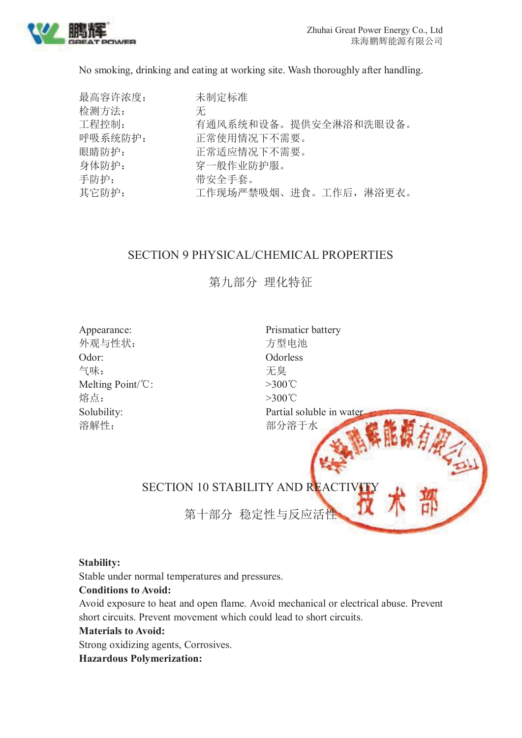No smoking, drinking and eating at working site. Wash thoroughly after handling.

| | |
|---|---|
| 最高容许浓度： | 未制定标准 |
| 检测方法： | 无 |
| 工程控制： | 有通风系统和设备。提供安全淋浴和洗眼设备。 |
| 呼吸系统防护： | 正常使用情况下不需要。 |
| 眼睛防护： | 正常适应情况下不需要。 |
| 身体防护： | 穿一般作业防护服。 |
| 手防护： | 带安全手套。 |
| 其它防护： | 工作现场严禁吸烟、进食。工作后，淋浴更衣。 |

## SECTION 9 PHYSICAL/CHEMICAL PROPERTIES

## 第九部分 理化特征

| | |
|---|---|
| Appearance: | Prismaticr battery |
| 外观与性状： | 方型电池 |
| Odor: | Odorless |
| 气味： | 无臭 |
| Melting Point/℃: | >300℃ |
| 熔点： | >300℃ |
| Solubility: | Partial soluble in water |
| 溶解性： | 部分溶于水 |

## SECTION 10 STABILITY AND REACTIVITY

## 第十部分 稳定性与反应活性

**Stability:**
Stable under normal temperatures and pressures.
**Conditions to Avoid:**
Avoid exposure to heat and open flame. Avoid mechanical or electrical abuse. Prevent short circuits. Prevent movement which could lead to short circuits.
**Materials to Avoid:**
Strong oxidizing agents, Corrosives.
**Hazardous Polymerization:**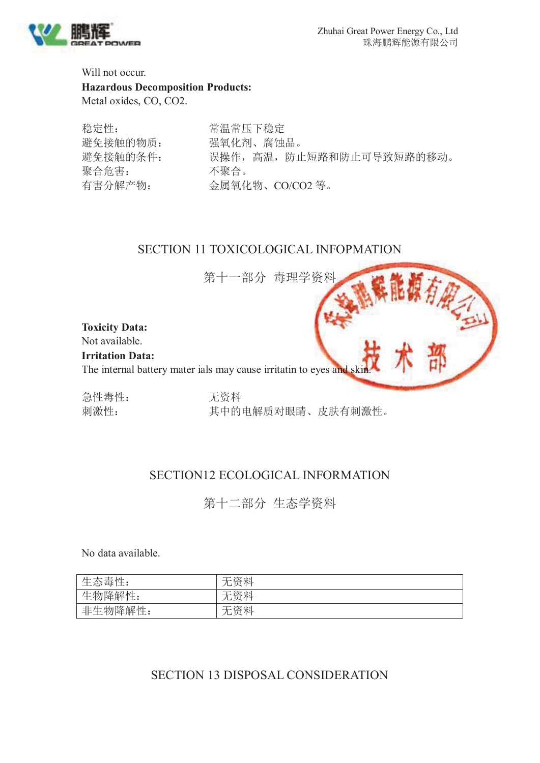Will not occur.

**Hazardous Decomposition Products:**

Metal oxides, CO, $CO_2$.

| | |
|---|---|
| 稳定性： | 常温常压下稳定 |
| 避免接触的物质： | 强氧化剂、腐蚀品。 |
| 避免接触的条件： | 误操作，高温，防止短路和防止可导致短路的移动。 |
| 聚合危害： | 不聚合。 |
| 有害分解产物： | 金属氧化物、CO/$CO_2$ 等。 |

## SECTION 11 TOXICOLOGICAL INFOPMATION

## 第十一部分 毒理学资料

**Toxicity Data:**

Not available.

**Irritation Data:**

The internal battery mater ials may cause irritatin to eyes and skin.

| | |
|---|---|
| 急性毒性： | 无资料 |
| 刺激性： | 其中的电解质对眼睛、皮肤有刺激性。 |

## SECTION12 ECOLOGICAL INFORMATION

## 第十二部分 生态学资料

No data available.

| | |
|---|---|
| 生态毒性： | 无资料 |
| 生物降解性： | 无资料 |
| 非生物降解性： | 无资料 |

## SECTION 13 DISPOSAL CONSIDERATION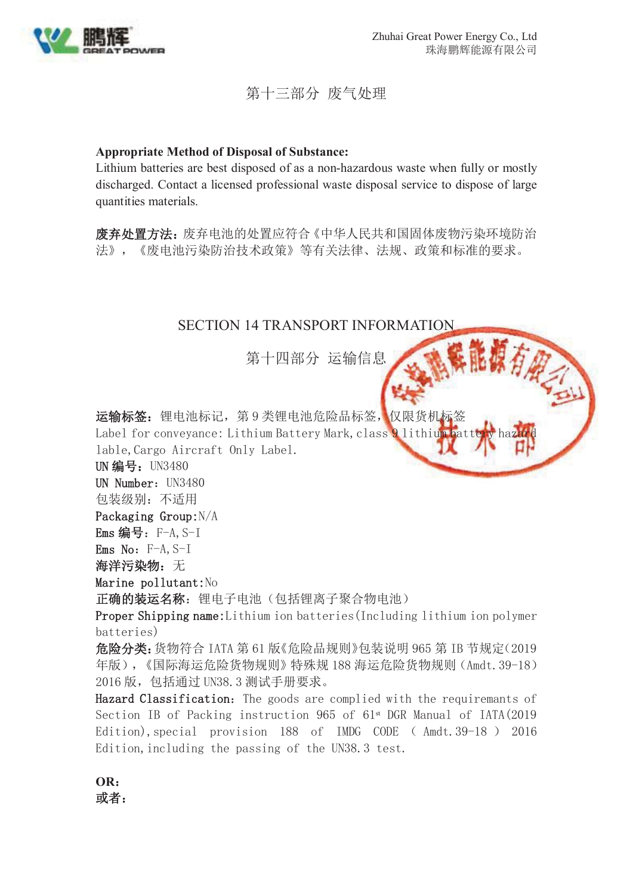第十三部分 废气处理

**Appropriate Method of Disposal of Substance:**
Lithium batteries are best disposed of as a non-hazardous waste when fully or mostly discharged. Contact a licensed professional waste disposal service to dispose of large quantities materials.

**废弃处置方法：**废弃电池的处置应符合《中华人民共和国固体废物污染环境防治法》，《废电池污染防治技术政策》等有关法律、法规、政策和标准的要求。

## SECTION 14 TRANSPORT INFORMATION

## 第十四部分 运输信息

**运输标签：**锂电池标记，第 9 类锂电池危险品标签，仅限货机标签
Label for conveyance: Lithium Battery Mark, class 9 lithium battery hazard lable, Cargo Aircraft Only Label.
**UN 编号：**UN3480
**UN Number：**UN3480
包装级别：不适用
**Packaging Group:**N/A
**Ems 编号：**F-A, S-I
**Ems No：**F-A, S-I
**海洋污染物：**无
**Marine pollutant:**No
**正确的装运名称：**锂电子电池（包括锂离子聚合物电池）
**Proper Shipping name:**Lithium ion batteries(Including lithium ion polymer batteries)
**危险分类：**货物符合 IATA 第 61 版《危险品规则》包装说明 965 第 IB 节规定（2019 年版），《国际海运危险货物规则》特殊规 188 海运危险货物规则（Amdt.39-18）2016 版，包括通过 UN38.3 测试手册要求。
**Hazard Classification:** The goods are complied with the requiremants of Section IB of Packing instruction 965 of 61st DGR Manual of IATA(2019 Edition), special provision 188 of IMDG CODE （Amdt.39-18） 2016 Edition, including the passing of the UN38.3 test.

**OR:**
**或者：**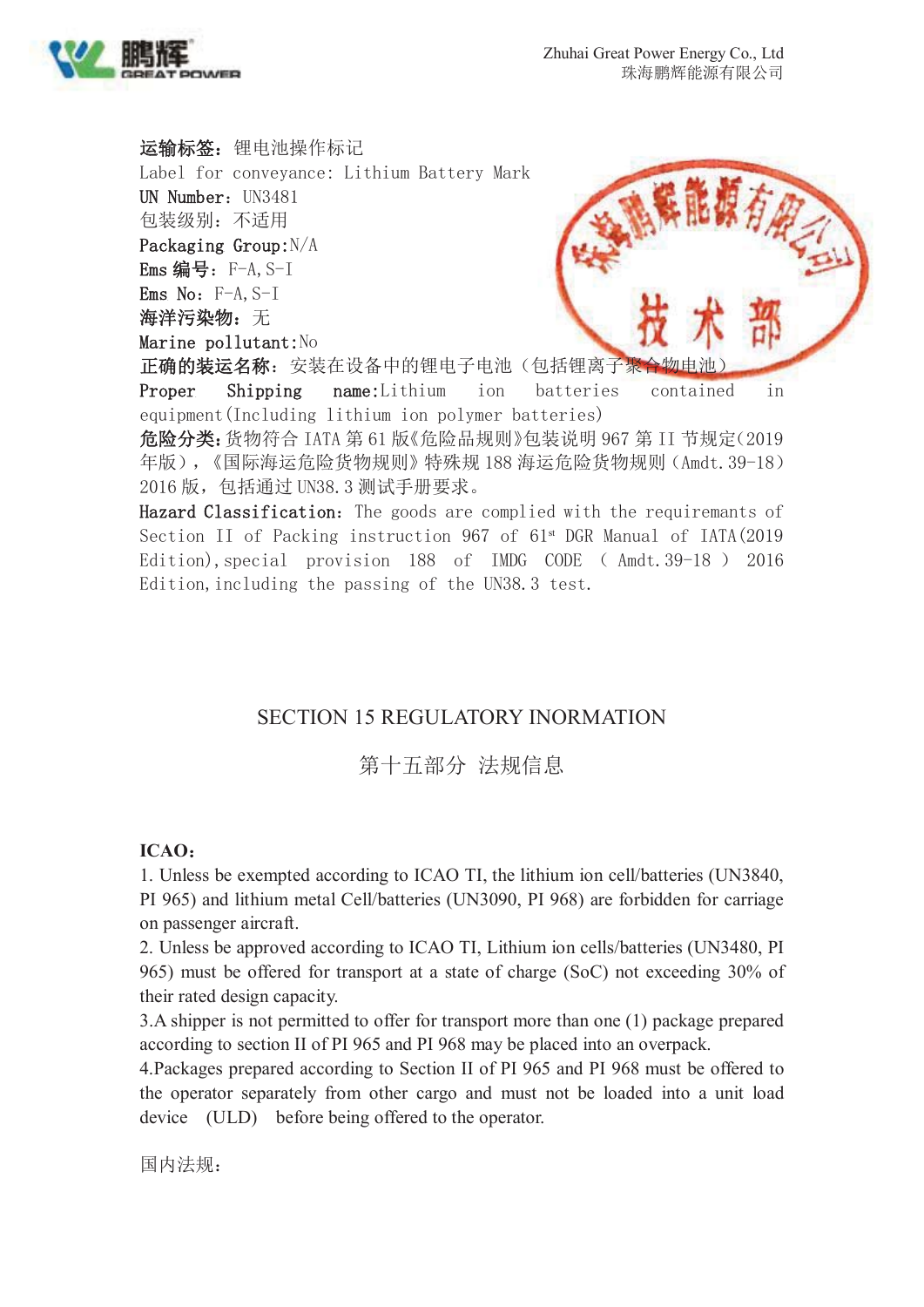**运输标签：**锂电池操作标记

Label for conveyance: Lithium Battery Mark

**UN Number：**UN3481

包装级别：不适用

**Packaging Group:**N/A

**Ems 编号：**F-A,S-I

**Ems No：**F-A,S-I

**海洋污染物：**无

**Marine pollutant:**No

**正确的装运名称：**安装在设备中的锂电子电池（包括锂离子聚合物电池）

**Proper Shipping name:**Lithium ion batteries contained in equipment(Including lithium ion polymer batteries)

**危险分类:**货物符合 IATA 第 61 版《危险品规则》包装说明 967 第 II 节规定(2019 年版），《国际海运危险货物规则》特殊规 188 海运危险货物规则（Amdt.39-18）2016 版，包括通过 UN38.3 测试手册要求。

**Hazard Classification：**The goods are complied with the requiremants of Section II of Packing instruction 967 of 61st DGR Manual of IATA(2019 Edition),special provision 188 of IMDG CODE （Amdt.39-18）2016 Edition,including the passing of the UN38.3 test.

## SECTION 15 REGULATORY INORMATION

## 第十五部分 法规信息

**ICAO：**

1. Unless be exempted according to ICAO TI, the lithium ion cell/batteries (UN3840, PI 965) and lithium metal Cell/batteries (UN3090, PI 968) are forbidden for carriage on passenger aircraft.
2. Unless be approved according to ICAO TI, Lithium ion cells/batteries (UN3480, PI 965) must be offered for transport at a state of charge (SoC) not exceeding 30% of their rated design capacity.
3. A shipper is not permitted to offer for transport more than one (1) package prepared according to section II of PI 965 and PI 968 may be placed into an overpack.
4. Packages prepared according to Section II of PI 965 and PI 968 must be offered to the operator separately from other cargo and must not be loaded into a unit load device (ULD) before being offered to the operator.

国内法规：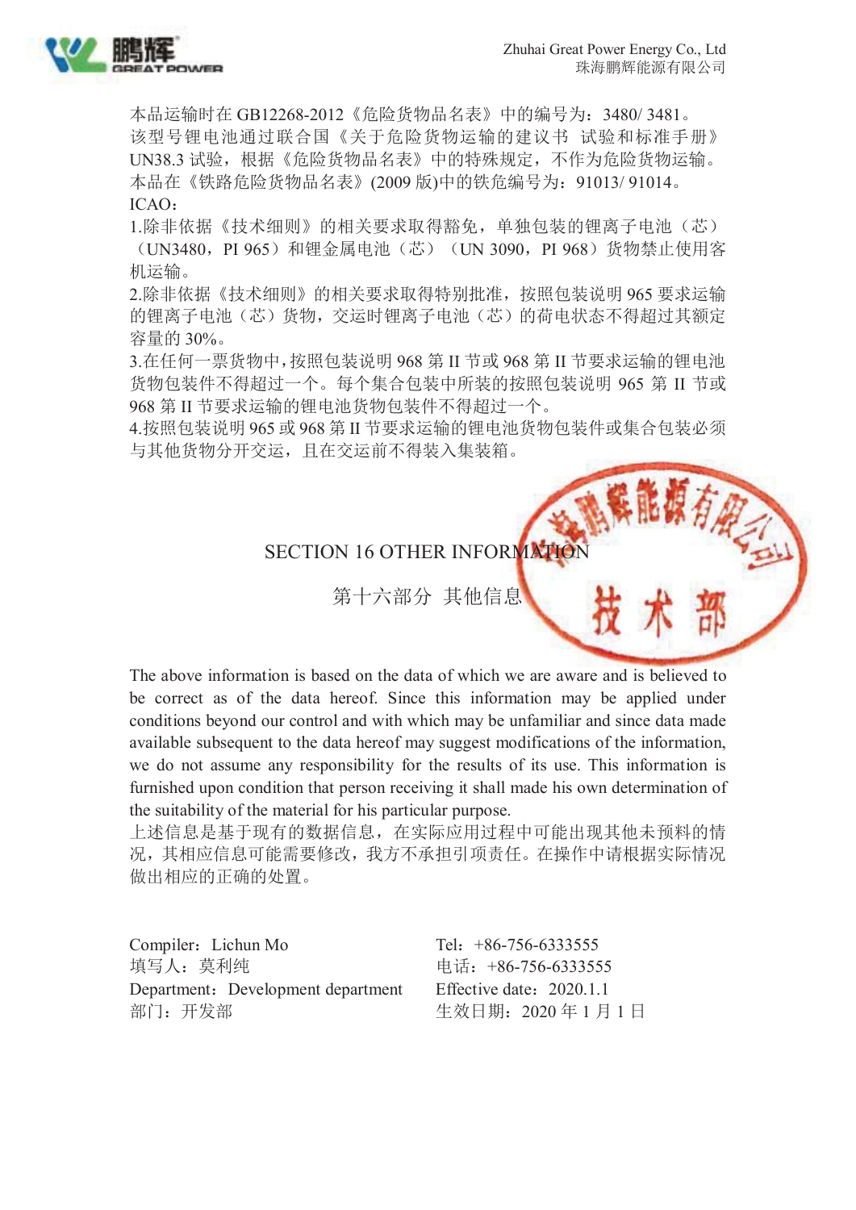本品运输时在 GB12268-2012《危险货物品名表》中的编号为：3480/ 3481。
该型号锂电池通过联合国《关于危险货物运输的建议书 试验和标准手册》UN38.3 试验，根据《危险货物品名表》中的特殊规定，不作为危险货物运输。
本品在《铁路危险货物品名表》(2009 版)中的铁危编号为：91013/ 91014。
ICAO：

1.除非依据《技术细则》的相关要求取得豁免，单独包装的锂离子电池（芯）（UN3480，PI 965）和锂金属电池（芯）（UN 3090，PI 968）货物禁止使用客机运输。

2.除非依据《技术细则》的相关要求取得特别批准，按照包装说明 965 要求运输的锂离子电池（芯）货物，交运时锂离子电池（芯）的荷电状态不得超过其额定容量的 30%。

3.在任何一票货物中，按照包装说明 968 第 II 节或 968 第 II 节要求运输的锂电池货物包装件不得超过一个。每个集合包装中所装的按照包装说明 965 第 II 节或 968 第 II 节要求运输的锂电池货物包装件不得超过一个。

4.按照包装说明 965 或 968 第 II 节要求运输的锂电池货物包装件或集合包装必须与其他货物分开交运，且在交运前不得装入集装箱。

## SECTION 16 OTHER INFORMATION

## 第十六部分 其他信息

The above information is based on the data of which we are aware and is believed to be correct as of the data hereof. Since this information may be applied under conditions beyond our control and with which may be unfamiliar and since data made available subsequent to the data hereof may suggest modifications of the information, we do not assume any responsibility for the results of its use. This information is furnished upon condition that person receiving it shall made his own determination of the suitability of the material for his particular purpose.

上述信息是基于现有的数据信息，在实际应用过程中可能出现其他未预料的情况，其相应信息可能需要修改，我方不承担引项责任。在操作中请根据实际情况做出相应的正确的处置。

Compiler：Lichun Mo
填写人：莫利纯
Department：Development department
部门：开发部

Tel：+86-756-6333555
电话：+86-756-6333555
Effective date：2020.1.1
生效日期：2020 年 1 月 1 日